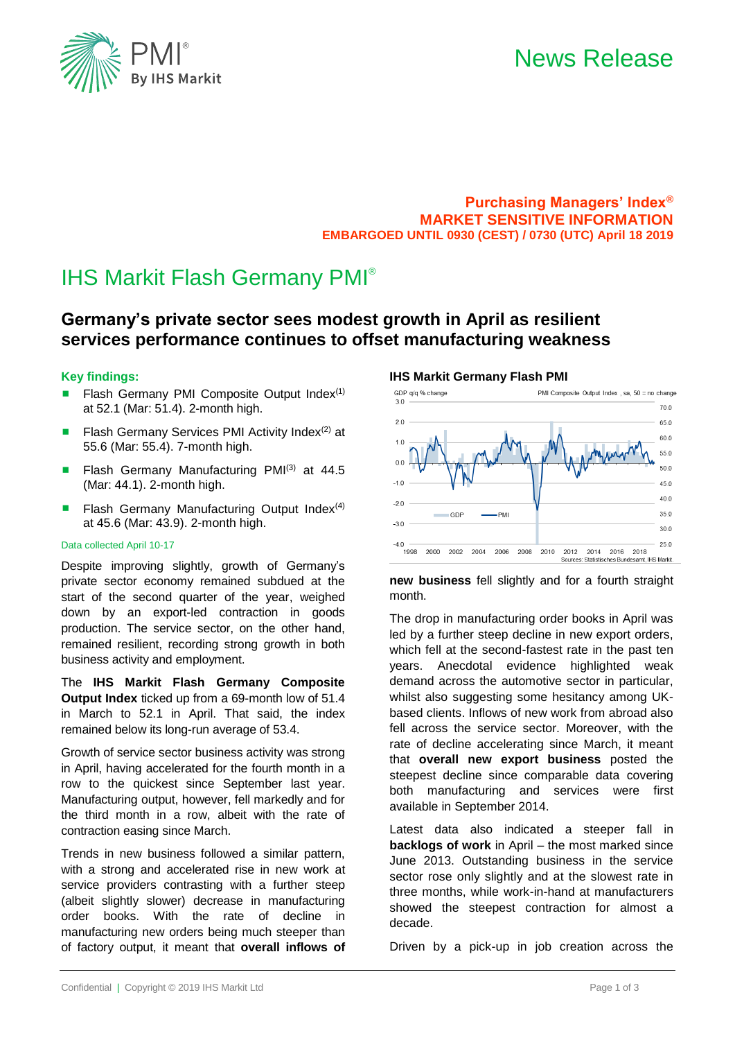# News Release

**Purchasing Managers' Index®**
**MARKET SENSITIVE INFORMATION**
**EMBARGOED UNTIL 0930 (CEST) / 0730 (UTC) April 18 2019**

# IHS Markit Flash Germany PMI®

## Germany's private sector sees modest growth in April as resilient services performance continues to offset manufacturing weakness

### Key findings:

- Flash Germany PMI Composite Output Index(1) at 52.1 (Mar: 51.4). 2-month high.
- Flash Germany Services PMI Activity Index(2) at 55.6 (Mar: 55.4). 7-month high.
- Flash Germany Manufacturing PMI(3) at 44.5 (Mar: 44.1). 2-month high.
- Flash Germany Manufacturing Output Index(4) at 45.6 (Mar: 43.9). 2-month high.

Data collected April 10-17

Despite improving slightly, growth of Germany's private sector economy remained subdued at the start of the second quarter of the year, weighed down by an export-led contraction in goods production. The service sector, on the other hand, remained resilient, recording strong growth in both business activity and employment.

The **IHS Markit Flash Germany Composite Output Index** ticked up from a 69-month low of 51.4 in March to 52.1 in April. That said, the index remained below its long-run average of 53.4.

Growth of service sector business activity was strong in April, having accelerated for the fourth month in a row to the quickest since September last year. Manufacturing output, however, fell markedly and for the third month in a row, albeit with the rate of contraction easing since March.

Trends in new business followed a similar pattern, with a strong and accelerated rise in new work at service providers contrasting with a further steep (albeit slightly slower) decrease in manufacturing order books. With the rate of decline in manufacturing new orders being much steeper than of factory output, it meant that **overall inflows of new business** fell slightly and for a fourth straight month.

**IHS Markit Germany Flash PMI**

GDP q/q % change | PMI Composite Output Index, sa, 50 = no change

Sources: Statistisches Bundesamt, IHS Markit.

The drop in manufacturing order books in April was led by a further steep decline in new export orders, which fell at the second-fastest rate in the past ten years. Anecdotal evidence highlighted weak demand across the automotive sector in particular, whilst also suggesting some hesitancy among UK-based clients. Inflows of new work from abroad also fell across the service sector. Moreover, with the rate of decline accelerating since March, it meant that **overall new export business** posted the steepest decline since comparable data covering both manufacturing and services were first available in September 2014.

Latest data also indicated a steeper fall in **backlogs of work** in April – the most marked since June 2013. Outstanding business in the service sector rose only slightly and at the slowest rate in three months, while work-in-hand at manufacturers showed the steepest contraction for almost a decade.

Driven by a pick-up in job creation across the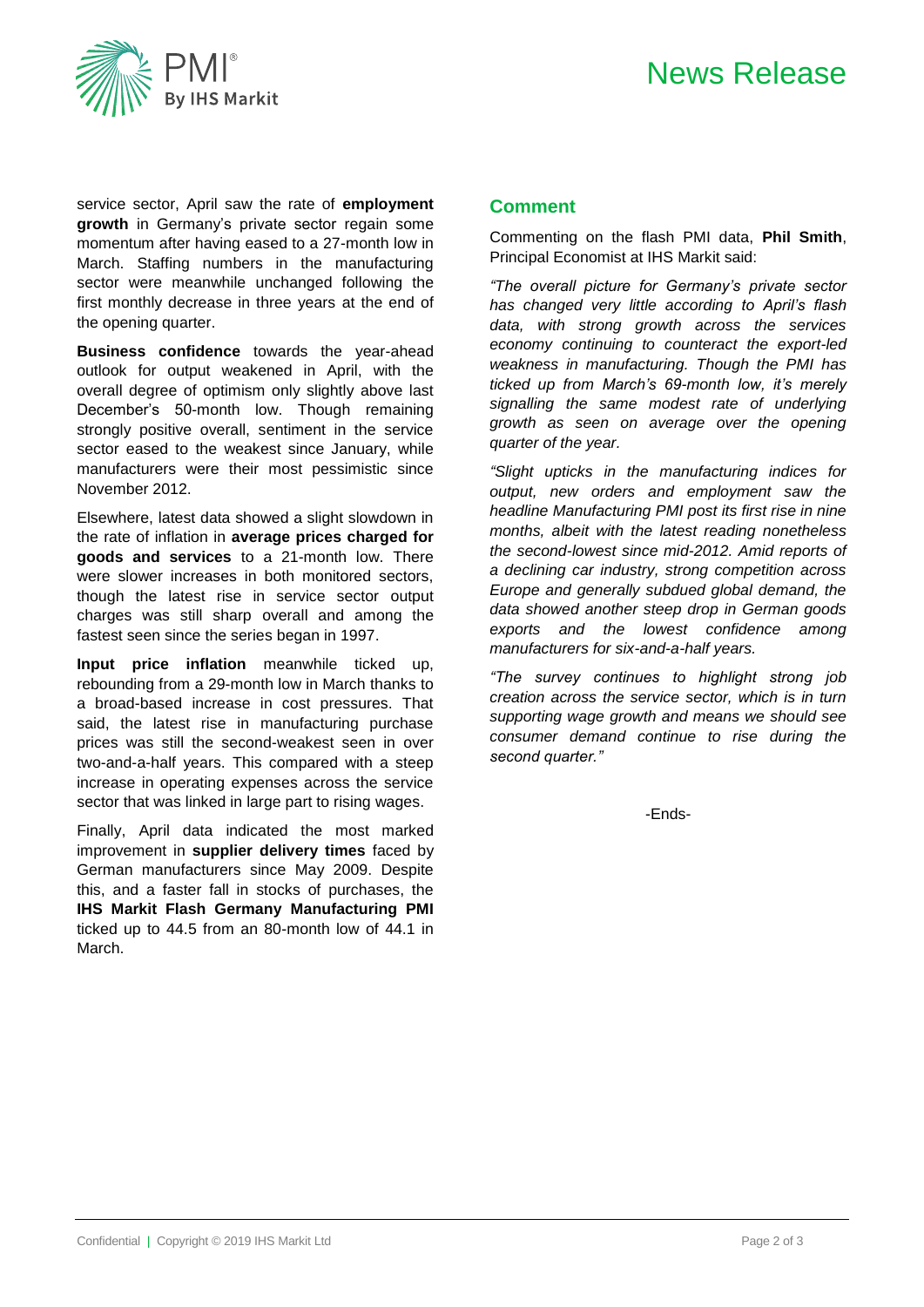service sector, April saw the rate of **employment growth** in Germany's private sector regain some momentum after having eased to a 27-month low in March. Staffing numbers in the manufacturing sector were meanwhile unchanged following the first monthly decrease in three years at the end of the opening quarter.

**Business confidence** towards the year-ahead outlook for output weakened in April, with the overall degree of optimism only slightly above last December's 50-month low. Though remaining strongly positive overall, sentiment in the service sector eased to the weakest since January, while manufacturers were their most pessimistic since November 2012.

Elsewhere, latest data showed a slight slowdown in the rate of inflation in **average prices charged for goods and services** to a 21-month low. There were slower increases in both monitored sectors, though the latest rise in service sector output charges was still sharp overall and among the fastest seen since the series began in 1997.

**Input price inflation** meanwhile ticked up, rebounding from a 29-month low in March thanks to a broad-based increase in cost pressures. That said, the latest rise in manufacturing purchase prices was still the second-weakest seen in over two-and-a-half years. This compared with a steep increase in operating expenses across the service sector that was linked in large part to rising wages.

Finally, April data indicated the most marked improvement in **supplier delivery times** faced by German manufacturers since May 2009. Despite this, and a faster fall in stocks of purchases, the **IHS Markit Flash Germany Manufacturing PMI** ticked up to 44.5 from an 80-month low of 44.1 in March.

## Comment

Commenting on the flash PMI data, **Phil Smith**, Principal Economist at IHS Markit said:

*"The overall picture for Germany's private sector has changed very little according to April's flash data, with strong growth across the services economy continuing to counteract the export-led weakness in manufacturing. Though the PMI has ticked up from March's 69-month low, it's merely signalling the same modest rate of underlying growth as seen on average over the opening quarter of the year.*

*"Slight upticks in the manufacturing indices for output, new orders and employment saw the headline Manufacturing PMI post its first rise in nine months, albeit with the latest reading nonetheless the second-lowest since mid-2012. Amid reports of a declining car industry, strong competition across Europe and generally subdued global demand, the data showed another steep drop in German goods exports and the lowest confidence among manufacturers for six-and-a-half years.*

*"The survey continues to highlight strong job creation across the service sector, which is in turn supporting wage growth and means we should see consumer demand continue to rise during the second quarter."*

-Ends-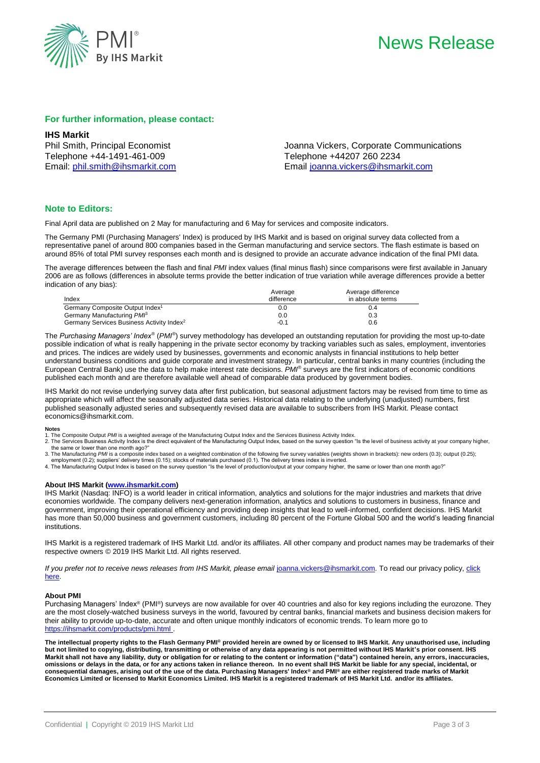News Release

## For further information, please contact:

**IHS Markit**
Phil Smith, Principal Economist
Telephone +44-1491-461-009
Email: phil.smith@ihsmarkit.com

Joanna Vickers, Corporate Communications
Telephone +44207 260 2234
Email joanna.vickers@ihsmarkit.com

## Note to Editors:

Final April data are published on 2 May for manufacturing and 6 May for services and composite indicators.

The Germany PMI (Purchasing Managers' Index) is produced by IHS Markit and is based on original survey data collected from a representative panel of around 800 companies based in the German manufacturing and service sectors. The flash estimate is based on around 85% of total PMI survey responses each month and is designed to provide an accurate advance indication of the final PMI data.

The average differences between the flash and final *PMI* index values (final minus flash) since comparisons were first available in January 2006 are as follows (differences in absolute terms provide the better indication of true variation while average differences provide a better indication of any bias):

| Index | Average difference | Average difference in absolute terms |
|---|---|---|
| Germany Composite Output Index[1] | 0.0 | 0.4 |
| Germany Manufacturing *PMI*[3] | 0.0 | 0.3 |
| Germany Services Business Activity Index[2] | -0.1 | 0.6 |

The *Purchasing Managers' Index*® (*PMI*®) survey methodology has developed an outstanding reputation for providing the most up-to-date possible indication of what is really happening in the private sector economy by tracking variables such as sales, employment, inventories and prices. The indices are widely used by businesses, governments and economic analysts in financial institutions to help better understand business conditions and guide corporate and investment strategy. In particular, central banks in many countries (including the European Central Bank) use the data to help make interest rate decisions. *PMI*® surveys are the first indicators of economic conditions published each month and are therefore available well ahead of comparable data produced by government bodies.

IHS Markit do not revise underlying survey data after first publication, but seasonal adjustment factors may be revised from time to time as appropriate which will affect the seasonally adjusted data series. Historical data relating to the underlying (unadjusted) numbers, first published seasonally adjusted series and subsequently revised data are available to subscribers from IHS Markit. Please contact economics@ihsmarkit.com.

**Notes**
1. The Composite Output *PMI* is a weighted average of the Manufacturing Output Index and the Services Business Activity Index.
2. The Services Business Activity Index is the direct equivalent of the Manufacturing Output Index, based on the survey question "Is the level of business activity at your company higher, the same or lower than one month ago?"
3. The Manufacturing *PMI* is a composite index based on a weighted combination of the following five survey variables (weights shown in brackets): new orders (0.3); output (0.25); employment (0.2); suppliers' delivery times (0.15); stocks of materials purchased (0.1). The delivery times index is inverted.
4. The Manufacturing Output Index is based on the survey question "Is the level of production/output at your company higher, the same or lower than one month ago?"

**About IHS Markit (www.ihsmarkit.com)**
IHS Markit (Nasdaq: INFO) is a world leader in critical information, analytics and solutions for the major industries and markets that drive economies worldwide. The company delivers next-generation information, analytics and solutions to customers in business, finance and government, improving their operational efficiency and providing deep insights that lead to well-informed, confident decisions. IHS Markit has more than 50,000 business and government customers, including 80 percent of the Fortune Global 500 and the world's leading financial institutions.

IHS Markit is a registered trademark of IHS Markit Ltd. and/or its affiliates. All other company and product names may be trademarks of their respective owners © 2019 IHS Markit Ltd. All rights reserved.

*If you prefer not to receive news releases from IHS Markit, please email* joanna.vickers@ihsmarkit.com. To read our privacy policy, click here.

**About PMI**
Purchasing Managers' Index® (PMI®) surveys are now available for over 40 countries and also for key regions including the eurozone. They are the most closely-watched business surveys in the world, favoured by central banks, financial markets and business decision makers for their ability to provide up-to-date, accurate and often unique monthly indicators of economic trends. To learn more go to https://ihsmarkit.com/products/pmi.html .

**The intellectual property rights to the Flash Germany PMI® provided herein are owned by or licensed to IHS Markit. Any unauthorised use, including but not limited to copying, distributing, transmitting or otherwise of any data appearing is not permitted without IHS Markit's prior consent. IHS Markit shall not have any liability, duty or obligation for or relating to the content or information ("data") contained herein, any errors, inaccuracies, omissions or delays in the data, or for any actions taken in reliance thereon. In no event shall IHS Markit be liable for any special, incidental, or consequential damages, arising out of the use of the data. Purchasing Managers' Index® and PMI® are either registered trade marks of Markit Economics Limited or licensed to Markit Economics Limited. IHS Markit is a registered trademark of IHS Markit Ltd. and/or its affiliates.**